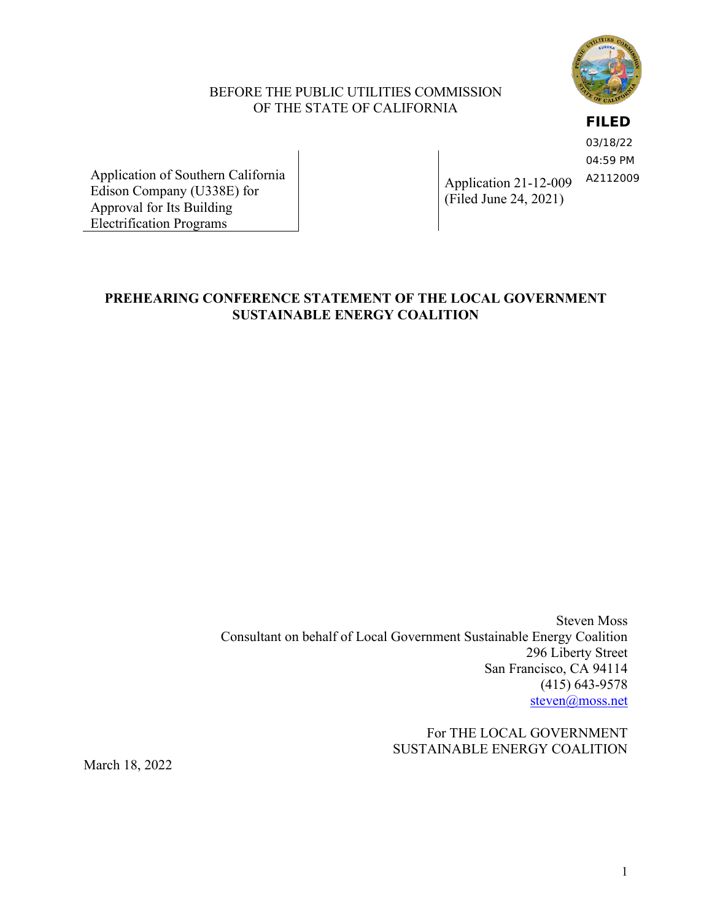BEFORE THE PUBLIC UTILITIES COMMISSION
OF THE STATE OF CALIFORNIA

**FILED**
03/18/22
04:59 PM
A2112009

| Application of Southern California Edison Company (U338E) for Approval for Its Building Electrification Programs | Application 21-12-009 (Filed June 24, 2021) |
|---|---|

**PREHEARING CONFERENCE STATEMENT OF THE LOCAL GOVERNMENT SUSTAINABLE ENERGY COALITION**

Steven Moss
Consultant on behalf of Local Government Sustainable Energy Coalition
296 Liberty Street
San Francisco, CA 94114
(415) 643-9578
steven@moss.net

For THE LOCAL GOVERNMENT
SUSTAINABLE ENERGY COALITION

March 18, 2022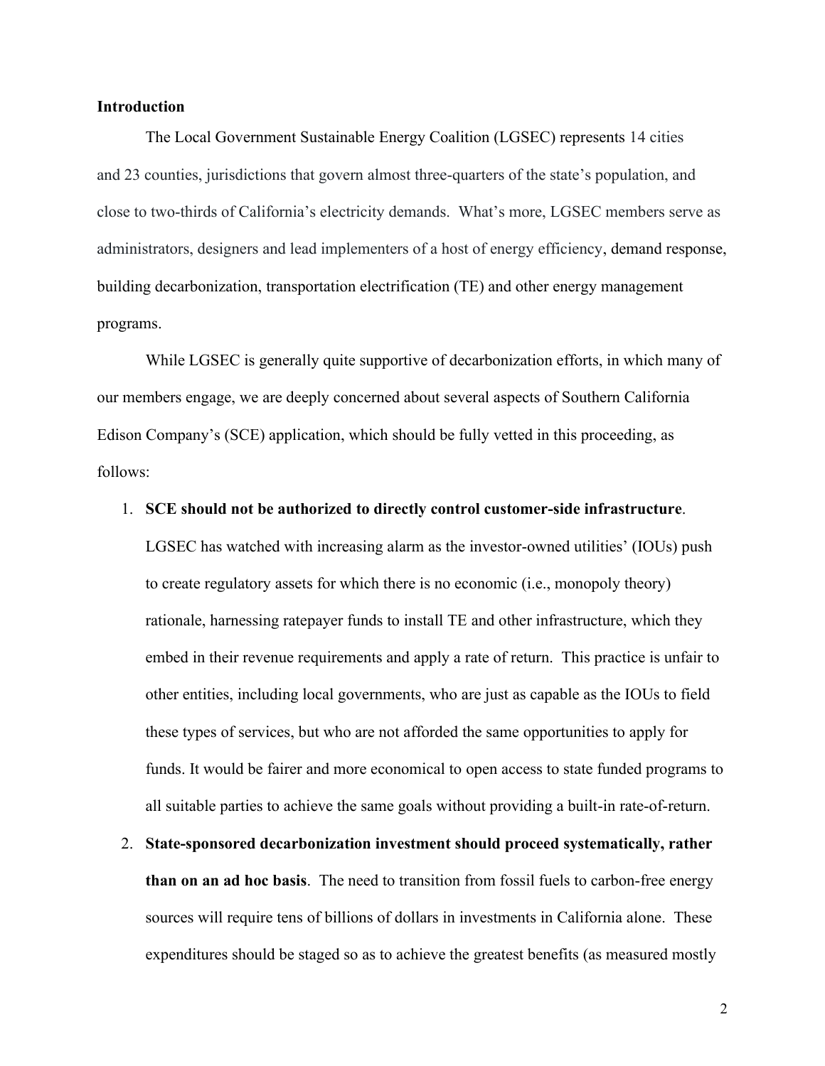**Introduction**

The Local Government Sustainable Energy Coalition (LGSEC) represents 14 cities and 23 counties, jurisdictions that govern almost three-quarters of the state's population, and close to two-thirds of California's electricity demands. What's more, LGSEC members serve as administrators, designers and lead implementers of a host of energy efficiency, demand response, building decarbonization, transportation electrification (TE) and other energy management programs.

While LGSEC is generally quite supportive of decarbonization efforts, in which many of our members engage, we are deeply concerned about several aspects of Southern California Edison Company's (SCE) application, which should be fully vetted in this proceeding, as follows:

1. **SCE should not be authorized to directly control customer-side infrastructure**. LGSEC has watched with increasing alarm as the investor-owned utilities' (IOUs) push to create regulatory assets for which there is no economic (i.e., monopoly theory) rationale, harnessing ratepayer funds to install TE and other infrastructure, which they embed in their revenue requirements and apply a rate of return. This practice is unfair to other entities, including local governments, who are just as capable as the IOUs to field these types of services, but who are not afforded the same opportunities to apply for funds. It would be fairer and more economical to open access to state funded programs to all suitable parties to achieve the same goals without providing a built-in rate-of-return.
2. **State-sponsored decarbonization investment should proceed systematically, rather than on an ad hoc basis**. The need to transition from fossil fuels to carbon-free energy sources will require tens of billions of dollars in investments in California alone. These expenditures should be staged so as to achieve the greatest benefits (as measured mostly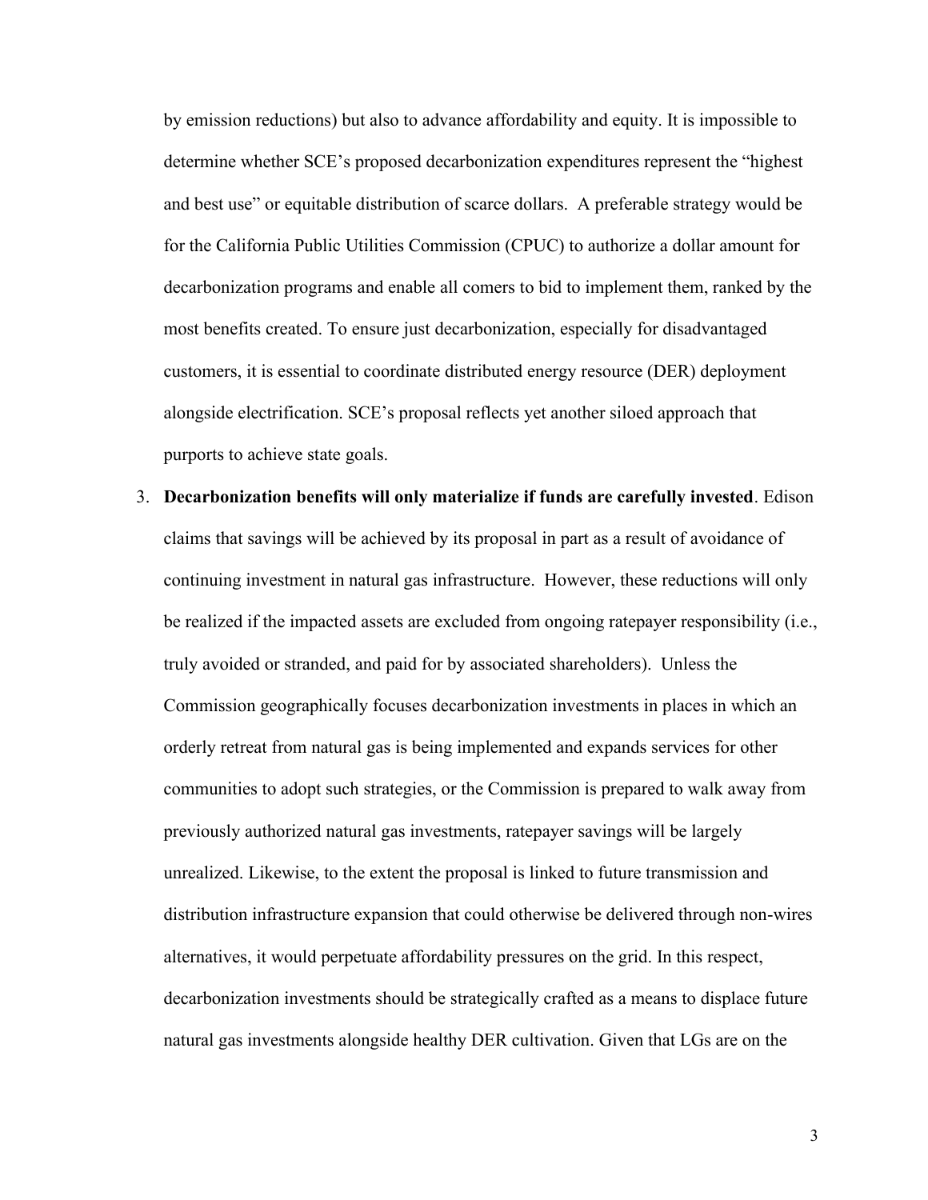by emission reductions) but also to advance affordability and equity. It is impossible to determine whether SCE's proposed decarbonization expenditures represent the "highest and best use" or equitable distribution of scarce dollars. A preferable strategy would be for the California Public Utilities Commission (CPUC) to authorize a dollar amount for decarbonization programs and enable all comers to bid to implement them, ranked by the most benefits created. To ensure just decarbonization, especially for disadvantaged customers, it is essential to coordinate distributed energy resource (DER) deployment alongside electrification. SCE's proposal reflects yet another siloed approach that purports to achieve state goals.

3. **Decarbonization benefits will only materialize if funds are carefully invested**. Edison claims that savings will be achieved by its proposal in part as a result of avoidance of continuing investment in natural gas infrastructure. However, these reductions will only be realized if the impacted assets are excluded from ongoing ratepayer responsibility (i.e., truly avoided or stranded, and paid for by associated shareholders). Unless the Commission geographically focuses decarbonization investments in places in which an orderly retreat from natural gas is being implemented and expands services for other communities to adopt such strategies, or the Commission is prepared to walk away from previously authorized natural gas investments, ratepayer savings will be largely unrealized. Likewise, to the extent the proposal is linked to future transmission and distribution infrastructure expansion that could otherwise be delivered through non-wires alternatives, it would perpetuate affordability pressures on the grid. In this respect, decarbonization investments should be strategically crafted as a means to displace future natural gas investments alongside healthy DER cultivation. Given that LGs are on the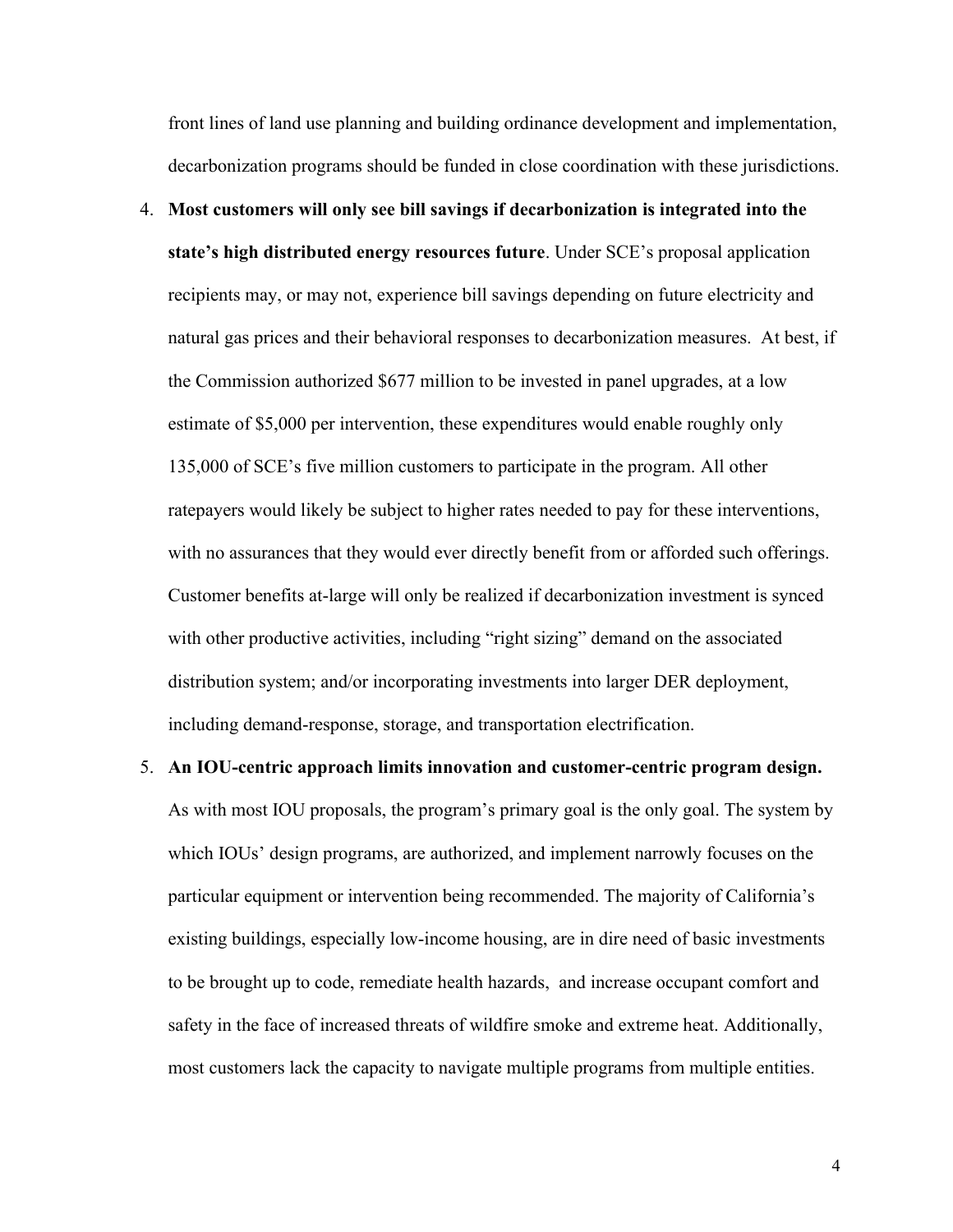front lines of land use planning and building ordinance development and implementation, decarbonization programs should be funded in close coordination with these jurisdictions.

4. **Most customers will only see bill savings if decarbonization is integrated into the state's high distributed energy resources future**. Under SCE's proposal application recipients may, or may not, experience bill savings depending on future electricity and natural gas prices and their behavioral responses to decarbonization measures. At best, if the Commission authorized $677 million to be invested in panel upgrades, at a low estimate of $5,000 per intervention, these expenditures would enable roughly only 135,000 of SCE's five million customers to participate in the program. All other ratepayers would likely be subject to higher rates needed to pay for these interventions, with no assurances that they would ever directly benefit from or afforded such offerings. Customer benefits at-large will only be realized if decarbonization investment is synced with other productive activities, including "right sizing" demand on the associated distribution system; and/or incorporating investments into larger DER deployment, including demand-response, storage, and transportation electrification.

5. **An IOU-centric approach limits innovation and customer-centric program design.** As with most IOU proposals, the program's primary goal is the only goal. The system by which IOUs' design programs, are authorized, and implement narrowly focuses on the particular equipment or intervention being recommended. The majority of California's existing buildings, especially low-income housing, are in dire need of basic investments to be brought up to code, remediate health hazards, and increase occupant comfort and safety in the face of increased threats of wildfire smoke and extreme heat. Additionally, most customers lack the capacity to navigate multiple programs from multiple entities.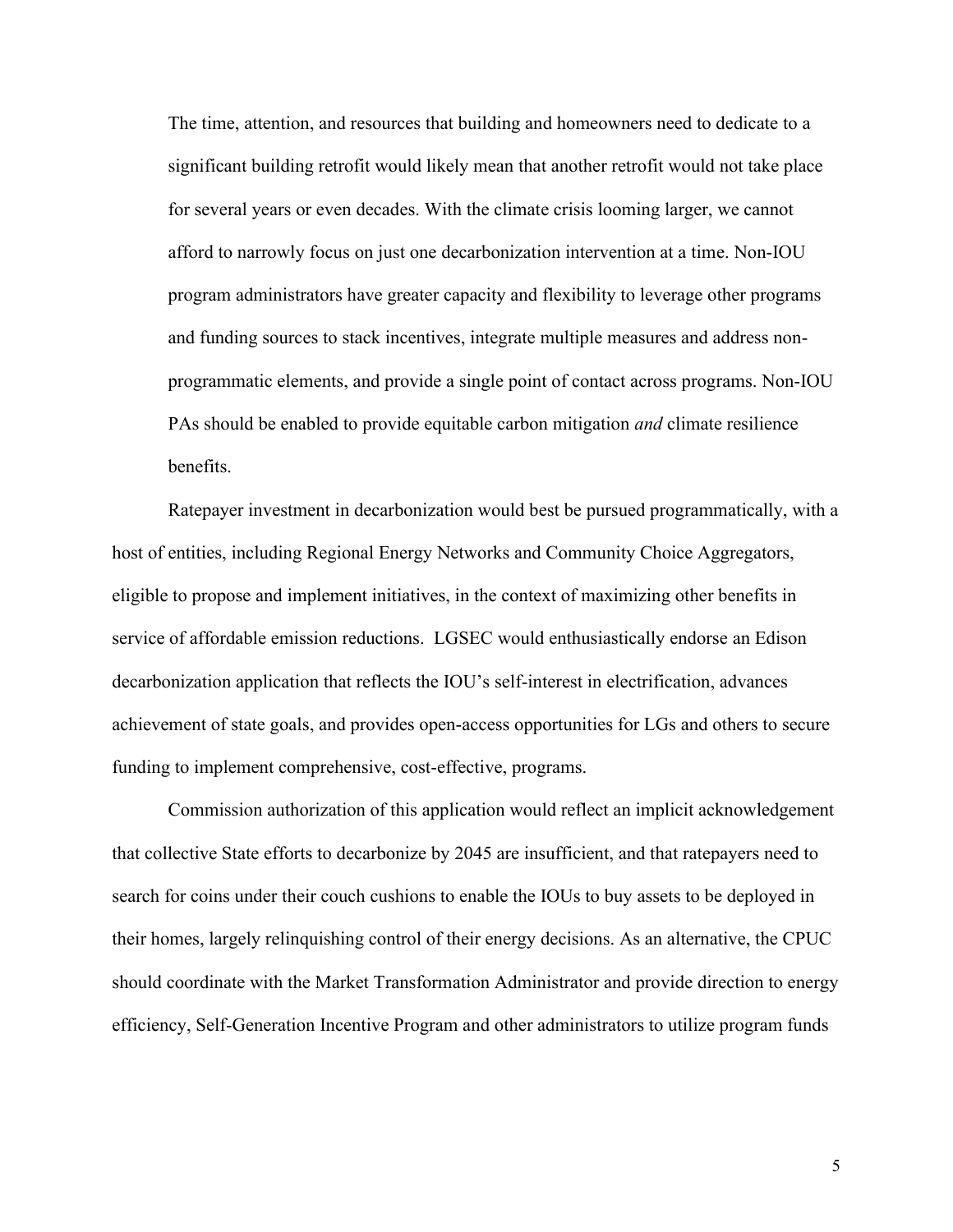The time, attention, and resources that building and homeowners need to dedicate to a significant building retrofit would likely mean that another retrofit would not take place for several years or even decades. With the climate crisis looming larger, we cannot afford to narrowly focus on just one decarbonization intervention at a time. Non-IOU program administrators have greater capacity and flexibility to leverage other programs and funding sources to stack incentives, integrate multiple measures and address non-programmatic elements, and provide a single point of contact across programs. Non-IOU PAs should be enabled to provide equitable carbon mitigation *and* climate resilience benefits.

Ratepayer investment in decarbonization would best be pursued programmatically, with a host of entities, including Regional Energy Networks and Community Choice Aggregators, eligible to propose and implement initiatives, in the context of maximizing other benefits in service of affordable emission reductions. LGSEC would enthusiastically endorse an Edison decarbonization application that reflects the IOU's self-interest in electrification, advances achievement of state goals, and provides open-access opportunities for LGs and others to secure funding to implement comprehensive, cost-effective, programs.

Commission authorization of this application would reflect an implicit acknowledgement that collective State efforts to decarbonize by 2045 are insufficient, and that ratepayers need to search for coins under their couch cushions to enable the IOUs to buy assets to be deployed in their homes, largely relinquishing control of their energy decisions. As an alternative, the CPUC should coordinate with the Market Transformation Administrator and provide direction to energy efficiency, Self-Generation Incentive Program and other administrators to utilize program funds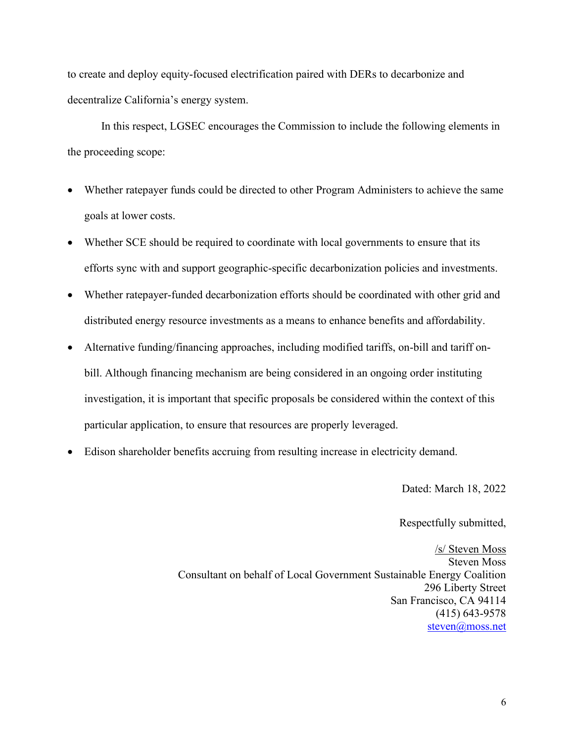to create and deploy equity-focused electrification paired with DERs to decarbonize and decentralize California's energy system.

In this respect, LGSEC encourages the Commission to include the following elements in the proceeding scope:

- Whether ratepayer funds could be directed to other Program Administers to achieve the same goals at lower costs.
- Whether SCE should be required to coordinate with local governments to ensure that its efforts sync with and support geographic-specific decarbonization policies and investments.
- Whether ratepayer-funded decarbonization efforts should be coordinated with other grid and distributed energy resource investments as a means to enhance benefits and affordability.
- Alternative funding/financing approaches, including modified tariffs, on-bill and tariff on-bill. Although financing mechanism are being considered in an ongoing order instituting investigation, it is important that specific proposals be considered within the context of this particular application, to ensure that resources are properly leveraged.
- Edison shareholder benefits accruing from resulting increase in electricity demand.

Dated: March 18, 2022

Respectfully submitted,

/s/ Steven Moss
Steven Moss
Consultant on behalf of Local Government Sustainable Energy Coalition
296 Liberty Street
San Francisco, CA 94114
(415) 643-9578
steven@moss.net